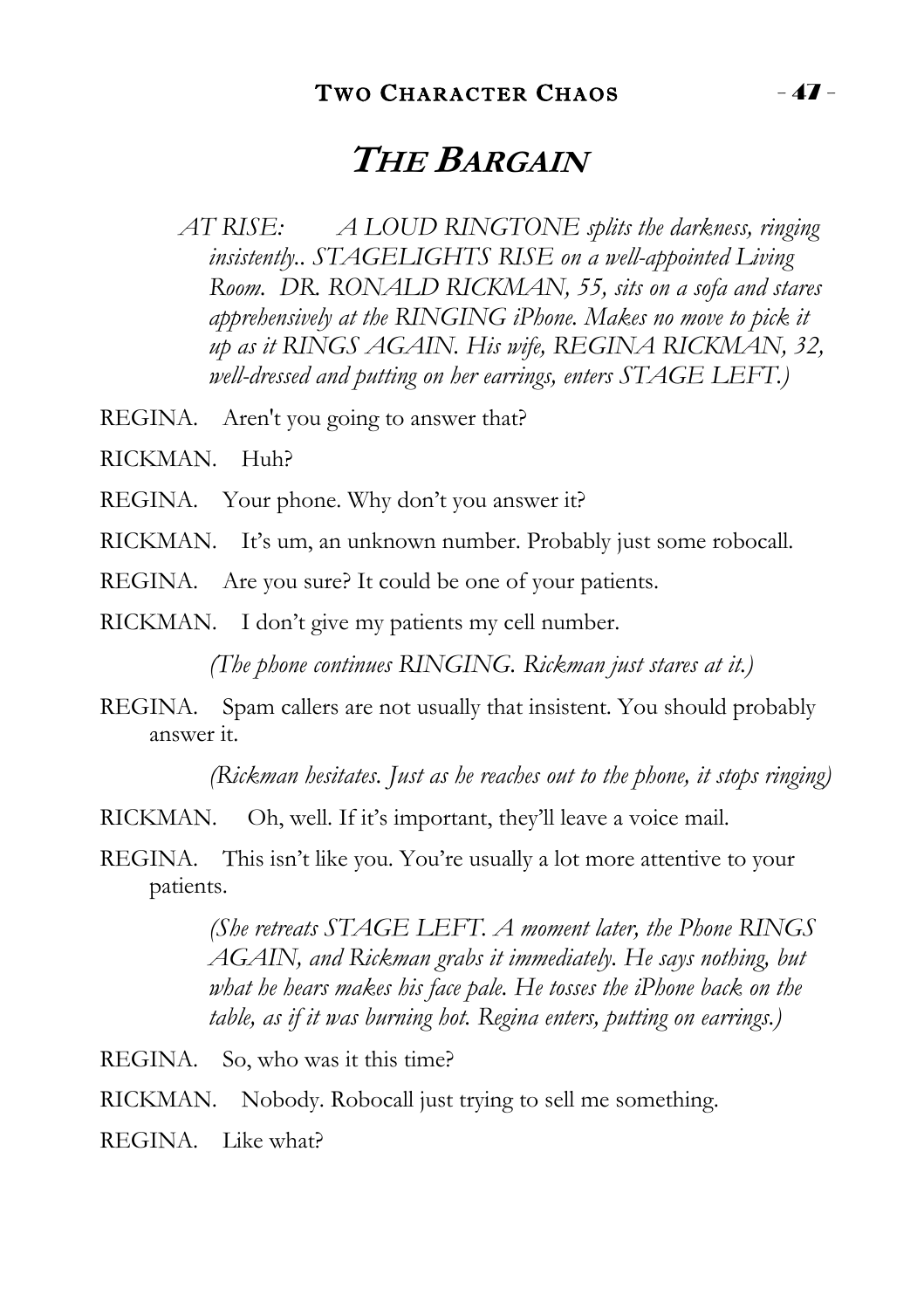# *THE BARGAIN*

*AT RISE: A LOUD RINGTONE splits the darkness, ringing insistently.. STAGELIGHTS RISE on a well-appointed Living Room. DR. RONALD RICKMAN, 55, sits on a sofa and stares apprehensively at the RINGING iPhone. Makes no move to pick it up as it RINGS AGAIN. His wife, REGINA RICKMAN, 32, well-dressed and putting on her earrings, enters STAGE LEFT.)*

REGINA. Aren't you going to answer that?

RICKMAN. Huh?

REGINA. Your phone. Why don't you answer it?

RICKMAN. It's um, an unknown number. Probably just some robocall.

REGINA. Are you sure? It could be one of your patients.

RICKMAN. I don't give my patients my cell number.

*(The phone continues RINGING. Rickman just stares at it.)*

REGINA. Spam callers are not usually that insistent. You should probably answer it.

*(Rickman hesitates. Just as he reaches out to the phone, it stops ringing)*

RICKMAN. Oh, well. If it's important, they'll leave a voice mail.

REGINA. This isn't like you. You're usually a lot more attentive to your patients.

*(She retreats STAGE LEFT. A moment later, the Phone RINGS AGAIN, and Rickman grabs it immediately. He says nothing, but what he hears makes his face pale. He tosses the iPhone back on the table, as if it was burning hot. Regina enters, putting on earrings.)*

REGINA. So, who was it this time?

RICKMAN. Nobody. Robocall just trying to sell me something.

REGINA. Like what?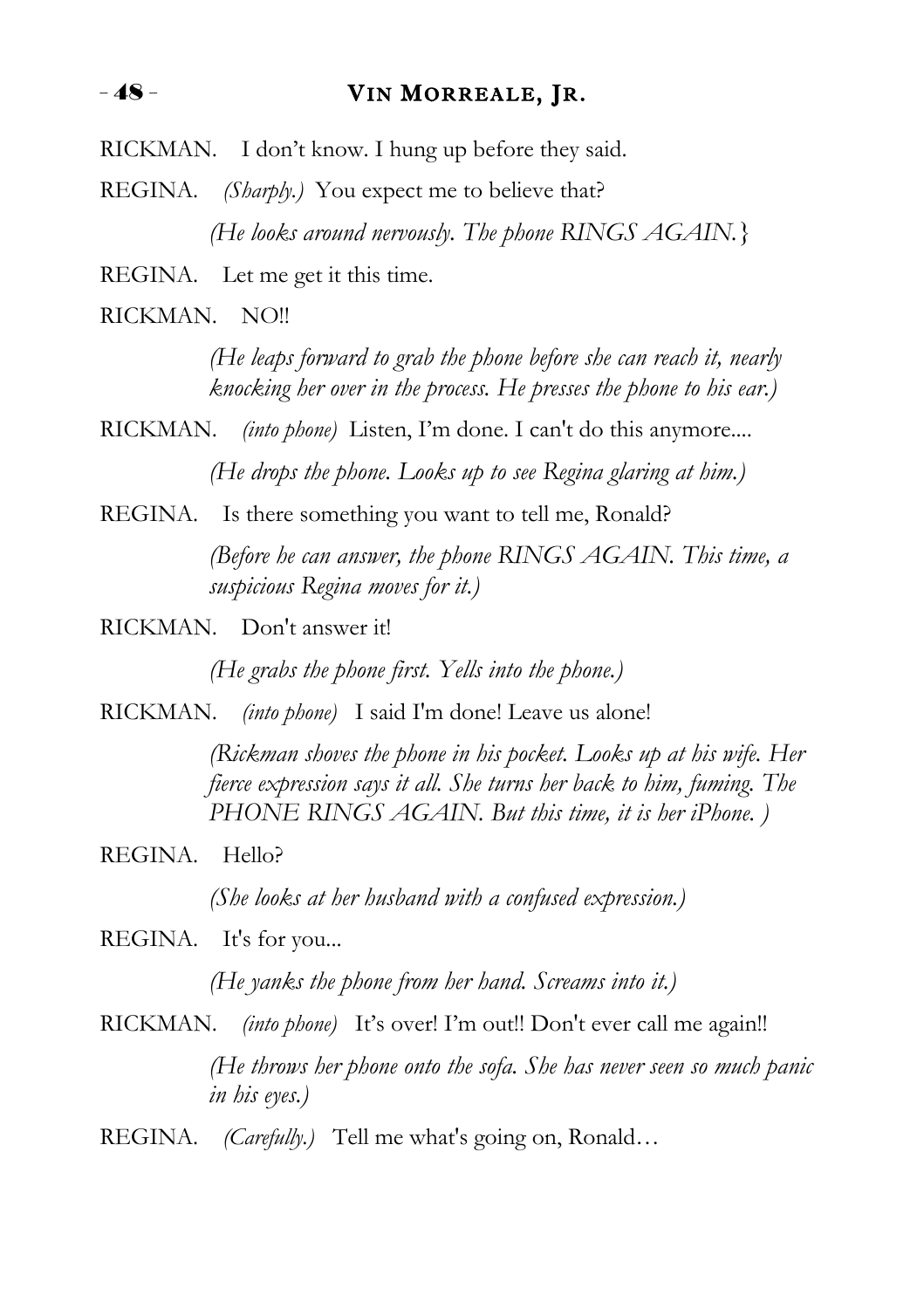RICKMAN. I don't know. I hung up before they said.

REGINA. *(Sharply.)* You expect me to believe that?

*(He looks around nervously. The phone RINGS AGAIN.}*

REGINA. Let me get it this time.

RICKMAN. NO!!

*(He leaps forward to grab the phone before she can reach it, nearly knocking her over in the process. He presses the phone to his ear.)*

RICKMAN. *(into phone)* Listen, I'm done. I can't do this anymore....

*(He drops the phone. Looks up to see Regina glaring at him.)*

REGINA. Is there something you want to tell me, Ronald?

*(Before he can answer, the phone RINGS AGAIN. This time, a suspicious Regina moves for it.)*

RICKMAN. Don't answer it!

*(He grabs the phone first. Yells into the phone.)*

RICKMAN. *(into phone)* I said I'm done! Leave us alone!

*(Rickman shoves the phone in his pocket. Looks up at his wife. Her fierce expression says it all. She turns her back to him, fuming. The PHONE RINGS AGAIN. But this time, it is her iPhone. )*

REGINA. Hello?

*(She looks at her husband with a confused expression.)*

REGINA. It's for you...

*(He yanks the phone from her hand. Screams into it.)*

RICKMAN. *(into phone)* It's over! I'm out!! Don't ever call me again!!

*(He throws her phone onto the sofa. She has never seen so much panic in his eyes.)*

REGINA. *(Carefully.)* Tell me what's going on, Ronald…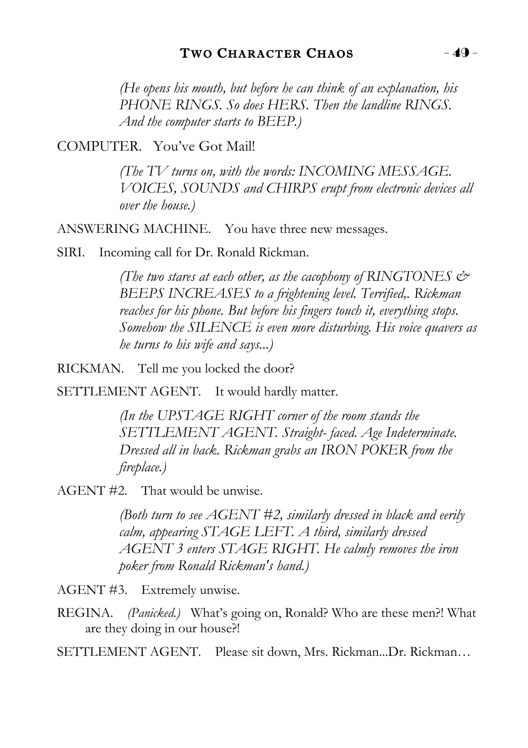*(He opens his mouth, but before he can think of an explanation, his PHONE RINGS. So does HERS. Then the landline RINGS. And the computer starts to BEEP.)*

COMPUTER. You've Got Mail!

*(The TV turns on, with the words: INCOMING MESSAGE. VOICES, SOUNDS and CHIRPS erupt from electronic devices all over the house.)*

ANSWERING MACHINE. You have three new messages.

SIRI. Incoming call for Dr. Ronald Rickman.

*(The two stares at each other, as the cacophony of RINGTONES & BEEPS INCREASES to a frightening level. Terrified,. Rickman reaches for his phone. But before his fingers touch it, everything stops. Somehow the SILENCE is even more disturbing. His voice quavers as he turns to his wife and says...)*

RICKMAN. Tell me you locked the door?

SETTLEMENT AGENT. It would hardly matter.

*(In the UPSTAGE RIGHT corner of the room stands the SETTLEMENT AGENT. Straight- faced. Age Indeterminate. Dressed all in back. Rickman grabs an IRON POKER from the fireplace.)*

AGENT #2. That would be unwise.

*(Both turn to see AGENT #2, similarly dressed in black and eerily calm, appearing STAGE LEFT. A third, similarly dressed AGENT 3 enters STAGE RIGHT. He calmly removes the iron poker from Ronald Rickman's hand.)*

AGENT #3. Extremely unwise.

REGINA. *(Panicked.)* What's going on, Ronald? Who are these men?! What are they doing in our house?!

SETTLEMENT AGENT. Please sit down, Mrs. Rickman...Dr. Rickman…